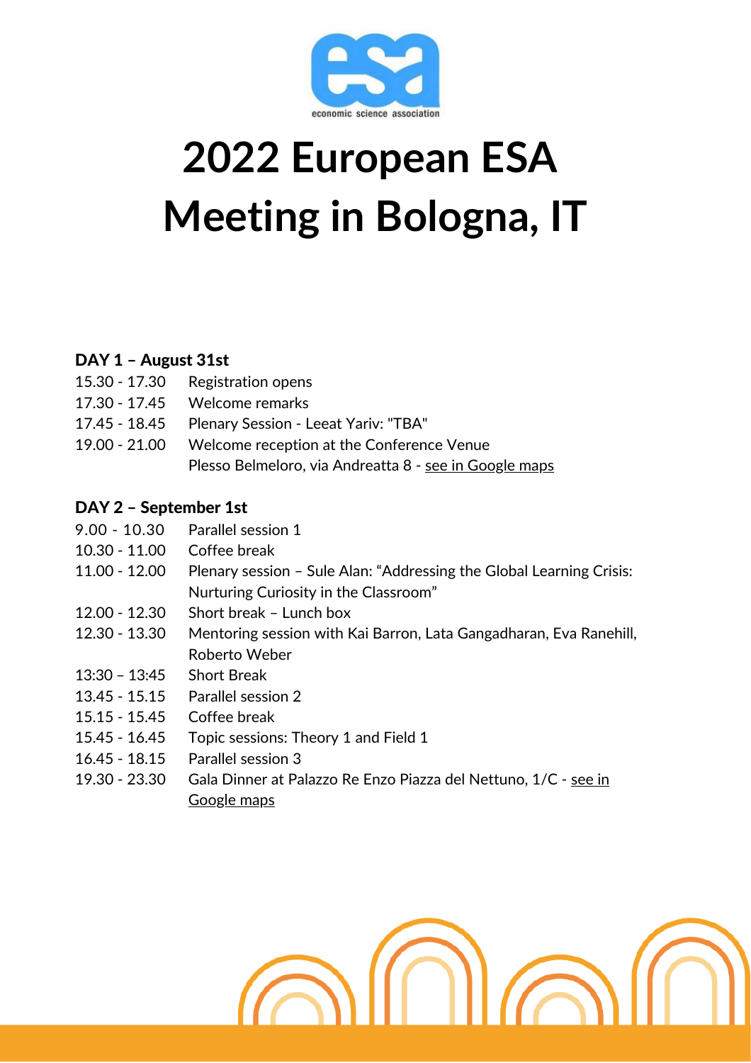economic science association

# 2022 European ESA Meeting in Bologna, IT

**DAY 1 – August 31st**

| | |
|---|---|
| 15.30 - 17.30 | Registration opens |
| 17.30 - 17.45 | Welcome remarks |
| 17.45 - 18.45 | Plenary Session - Leeat Yariv: "TBA" |
| 19.00 - 21.00 | Welcome reception at the Conference Venue<br>Plesso Belmeloro, via Andreatta 8 - see in Google maps |

**DAY 2 – September 1st**

| | |
|---|---|
| 9.00 - 10.30 | Parallel session 1 |
| 10.30 - 11.00 | Coffee break |
| 11.00 - 12.00 | Plenary session – Sule Alan: "Addressing the Global Learning Crisis: Nurturing Curiosity in the Classroom" |
| 12.00 - 12.30 | Short break – Lunch box |
| 12.30 - 13.30 | Mentoring session with Kai Barron, Lata Gangadharan, Eva Ranehill, Roberto Weber |
| 13:30 – 13:45 | Short Break |
| 13.45 - 15.15 | Parallel session 2 |
| 15.15 - 15.45 | Coffee break |
| 15.45 - 16.45 | Topic sessions: Theory 1 and Field 1 |
| 16.45 - 18.15 | Parallel session 3 |
| 19.30 - 23.30 | Gala Dinner at Palazzo Re Enzo Piazza del Nettuno, 1/C - see in Google maps |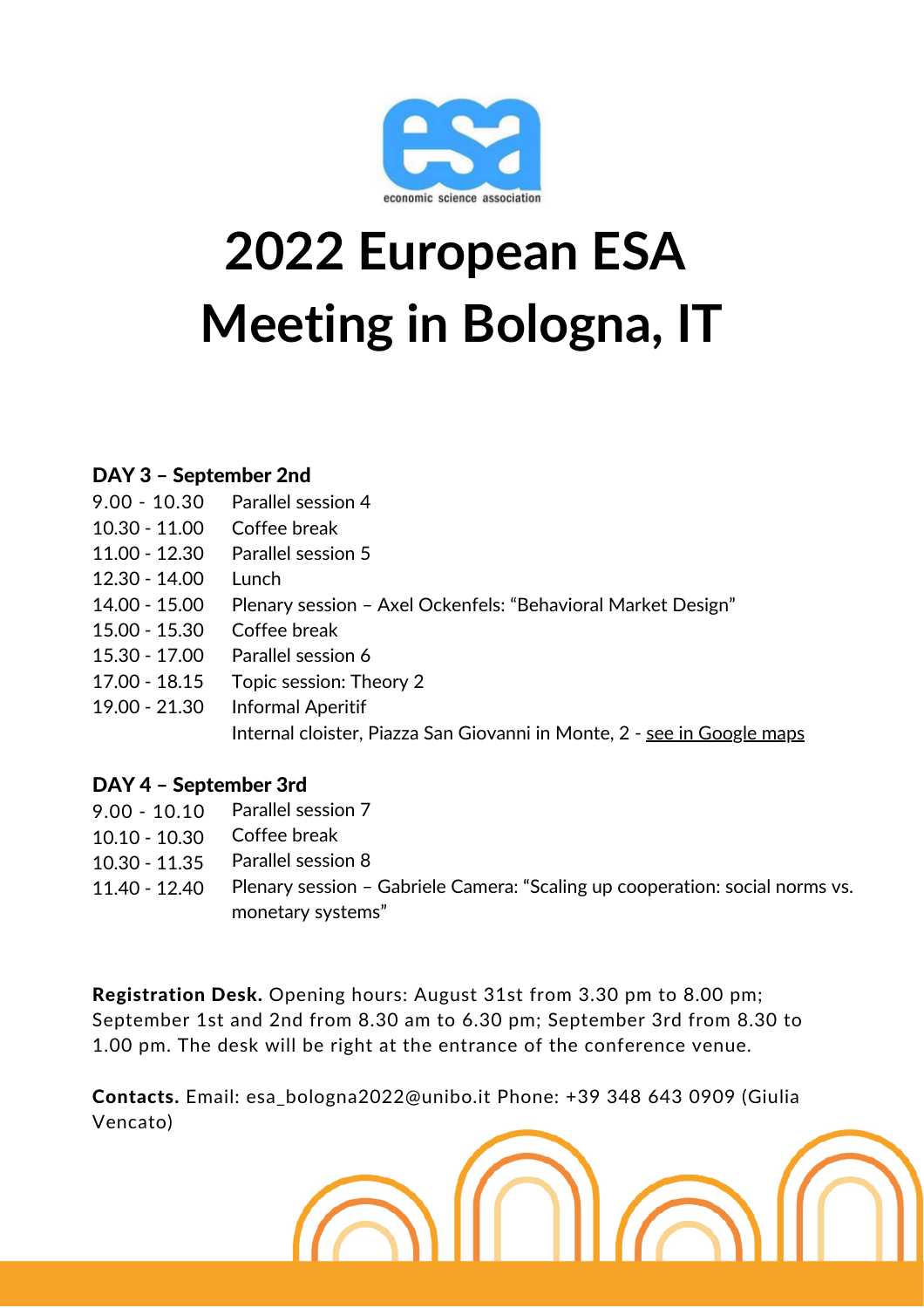economic science association

# 2022 European ESA Meeting in Bologna, IT

**DAY 3 – September 2nd**

| | |
|---|---|
| 9.00 - 10.30 | Parallel session 4 |
| 10.30 - 11.00 | Coffee break |
| 11.00 - 12.30 | Parallel session 5 |
| 12.30 - 14.00 | Lunch |
| 14.00 - 15.00 | Plenary session – Axel Ockenfels: "Behavioral Market Design" |
| 15.00 - 15.30 | Coffee break |
| 15.30 - 17.00 | Parallel session 6 |
| 17.00 - 18.15 | Topic session: Theory 2 |
| 19.00 - 21.30 | Informal Aperitif<br>Internal cloister, Piazza San Giovanni in Monte, 2 - see in Google maps |

**DAY 4 – September 3rd**

| | |
|---|---|
| 9.00 - 10.10 | Parallel session 7 |
| 10.10 - 10.30 | Coffee break |
| 10.30 - 11.35 | Parallel session 8 |
| 11.40 - 12.40 | Plenary session – Gabriele Camera: "Scaling up cooperation: social norms vs. monetary systems" |

**Registration Desk.** Opening hours: August 31st from 3.30 pm to 8.00 pm; September 1st and 2nd from 8.30 am to 6.30 pm; September 3rd from 8.30 to 1.00 pm. The desk will be right at the entrance of the conference venue.

**Contacts.** Email: esa_bologna2022@unibo.it Phone: +39 348 643 0909 (Giulia Vencato)